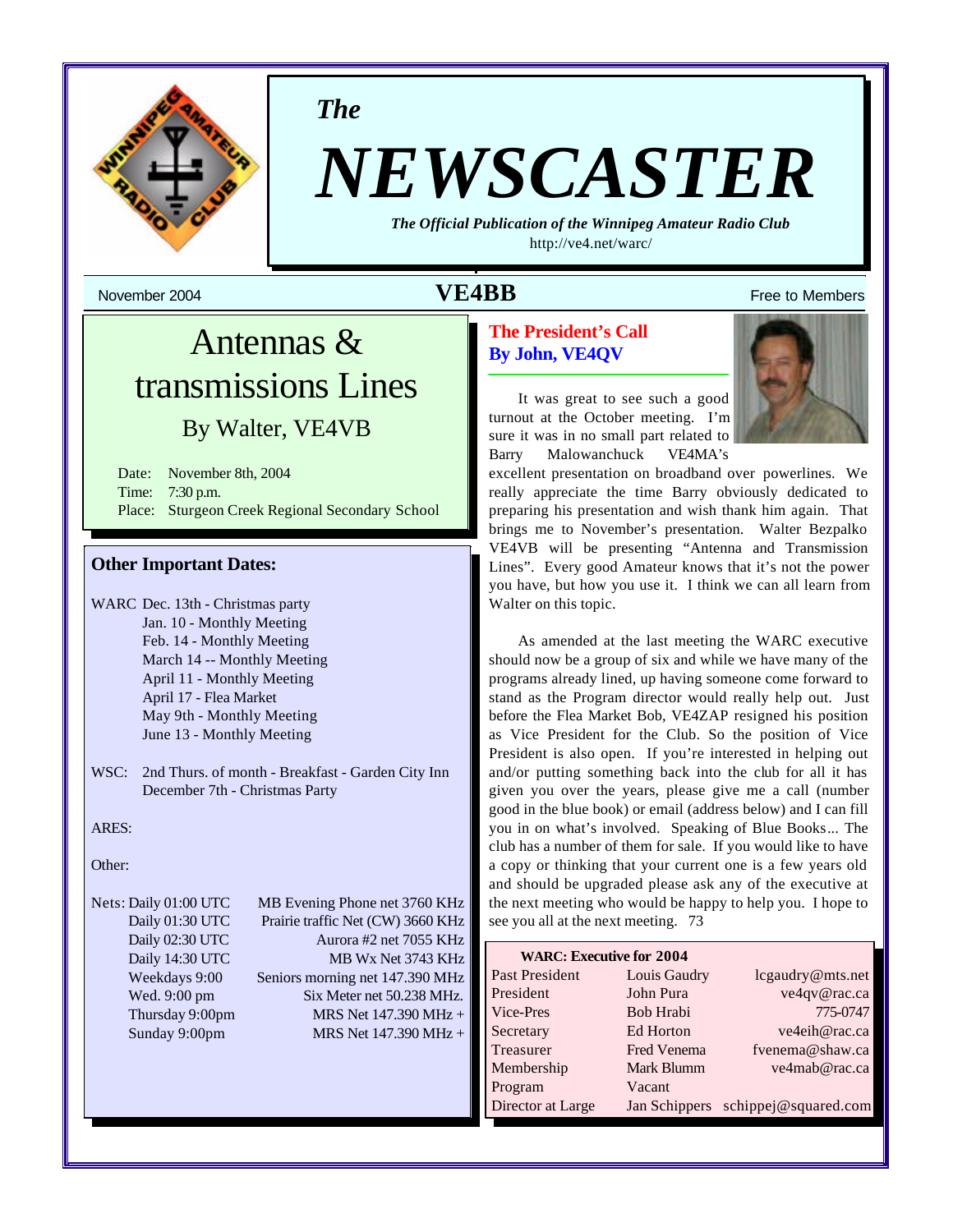*The*

# NEWSCASTER

***The Official Publication of the Winnipeg Amateur Radio Club***

http://ve4.net/warc/

November 2004 **VE4BB** Free to Members

## Antennas & transmissions Lines

### By Walter, VE4VB

Date: November 8th, 2004
Time: 7:30 p.m.
Place: Sturgeon Creek Regional Secondary School

### Other Important Dates:

WARC Dec. 13th - Christmas party
Jan. 10 - Monthly Meeting
Feb. 14 - Monthly Meeting
March 14 -- Monthly Meeting
April 11 - Monthly Meeting
April 17 - Flea Market
May 9th - Monthly Meeting
June 13 - Monthly Meeting

WSC: 2nd Thurs. of month - Breakfast - Garden City Inn
December 7th - Christmas Party

ARES:

Other:

| Nets: | |
|---|---|
| Daily 01:00 UTC | MB Evening Phone net 3760 KHz |
| Daily 01:30 UTC | Prairie traffic Net (CW) 3660 KHz |
| Daily 02:30 UTC | Aurora #2 net 7055 KHz |
| Daily 14:30 UTC | MB Wx Net 3743 KHz |
| Weekdays 9:00 | Seniors morning net 147.390 MHz |
| Wed. 9:00 pm | Six Meter net 50.238 MHz. |
| Thursday 9:00pm | MRS Net 147.390 MHz + |
| Sunday 9:00pm | MRS Net 147.390 MHz + |

## The President's Call
**By John, VE4QV**

It was great to see such a good turnout at the October meeting. I'm sure it was in no small part related to Barry Malowanchuck VE4MA's excellent presentation on broadband over powerlines. We really appreciate the time Barry obviously dedicated to preparing his presentation and wish thank him again. That brings me to November's presentation. Walter Bezpalko VE4VB will be presenting "Antenna and Transmission Lines". Every good Amateur knows that it's not the power you have, but how you use it. I think we can all learn from Walter on this topic.

As amended at the last meeting the WARC executive should now be a group of six and while we have many of the programs already lined, up having someone come forward to stand as the Program director would really help out. Just before the Flea Market Bob, VE4ZAP resigned his position as Vice President for the Club. So the position of Vice President is also open. If you're interested in helping out and/or putting something back into the club for all it has given you over the years, please give me a call (number good in the blue book) or email (address below) and I can fill you in on what's involved. Speaking of Blue Books... The club has a number of them for sale. If you would like to have a copy or thinking that your current one is a few years old and should be upgraded please ask any of the executive at the next meeting who would be happy to help you. I hope to see you all at the next meeting. 73

| **WARC: Executive for 2004** | | |
|---|---|---|
| Past President | Louis Gaudry | lcgaudry@mts.net |
| President | John Pura | ve4qv@rac.ca |
| Vice-Pres | Bob Hrabi | 775-0747 |
| Secretary | Ed Horton | ve4eih@rac.ca |
| Treasurer | Fred Venema | fvenema@shaw.ca |
| Membership | Mark Blumm | ve4mab@rac.ca |
| Program | Vacant | |
| Director at Large | Jan Schippers | schippej@squared.com |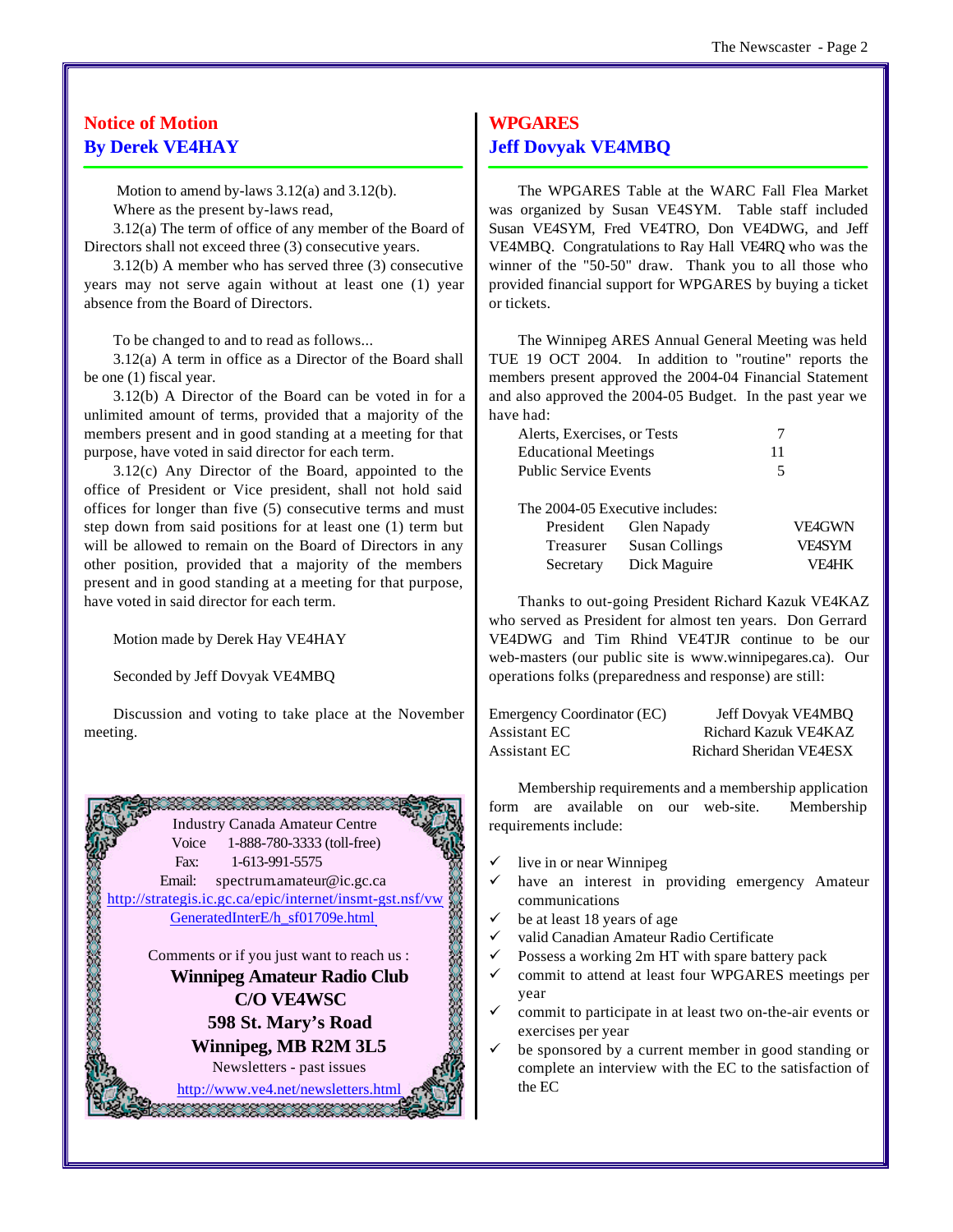## Notice of Motion
## By Derek VE4HAY

Motion to amend by-laws 3.12(a) and 3.12(b).

Where as the present by-laws read,

3.12(a) The term of office of any member of the Board of Directors shall not exceed three (3) consecutive years.

3.12(b) A member who has served three (3) consecutive years may not serve again without at least one (1) year absence from the Board of Directors.

To be changed to and to read as follows...

3.12(a) A term in office as a Director of the Board shall be one (1) fiscal year.

3.12(b) A Director of the Board can be voted in for a unlimited amount of terms, provided that a majority of the members present and in good standing at a meeting for that purpose, have voted in said director for each term.

3.12(c) Any Director of the Board, appointed to the office of President or Vice president, shall not hold said offices for longer than five (5) consecutive terms and must step down from said positions for at least one (1) term but will be allowed to remain on the Board of Directors in any other position, provided that a majority of the members present and in good standing at a meeting for that purpose, have voted in said director for each term.

Motion made by Derek Hay VE4HAY

Seconded by Jeff Dovyak VE4MBQ

Discussion and voting to take place at the November meeting.

Industry Canada Amateur Centre
Voice 1-888-780-3333 (toll-free)
Fax: 1-613-991-5575
Email: spectrum.amateur@ic.gc.ca
http://strategis.ic.gc.ca/epic/internet/insmt-gst.nsf/vwGeneratedInterE/h_sf01709e.html

Comments or if you just want to reach us :

**Winnipeg Amateur Radio Club**
**C/O VE4WSC**
**598 St. Mary's Road**
**Winnipeg, MB R2M 3L5**

Newsletters - past issues
http://www.ve4.net/newsletters.html

## WPGARES
## Jeff Dovyak VE4MBQ

The WPGARES Table at the WARC Fall Flea Market was organized by Susan VE4SYM. Table staff included Susan VE4SYM, Fred VE4TRO, Don VE4DWG, and Jeff VE4MBQ. Congratulations to Ray Hall VE4RQ who was the winner of the "50-50" draw. Thank you to all those who provided financial support for WPGARES by buying a ticket or tickets.

The Winnipeg ARES Annual General Meeting was held TUE 19 OCT 2004. In addition to "routine" reports the members present approved the 2004-04 Financial Statement and also approved the 2004-05 Budget. In the past year we have had:

| | |
|---|---|
| Alerts, Exercises, or Tests | 7 |
| Educational Meetings | 11 |
| Public Service Events | 5 |

The 2004-05 Executive includes:

| | | |
|---|---|---|
| President | Glen Napady | VE4GWN |
| Treasurer | Susan Collings | VE4SYM |
| Secretary | Dick Maguire | VE4HK |

Thanks to out-going President Richard Kazuk VE4KAZ who served as President for almost ten years. Don Gerrard VE4DWG and Tim Rhind VE4TJR continue to be our web-masters (our public site is www.winnipegares.ca). Our operations folks (preparedness and response) are still:

| | |
|---|---|
| Emergency Coordinator (EC) | Jeff Dovyak VE4MBQ |
| Assistant EC | Richard Kazuk VE4KAZ |
| Assistant EC | Richard Sheridan VE4ESX |

Membership requirements and a membership application form are available on our web-site. Membership requirements include:

- ✓ live in or near Winnipeg
- ✓ have an interest in providing emergency Amateur communications
- ✓ be at least 18 years of age
- ✓ valid Canadian Amateur Radio Certificate
- ✓ Possess a working 2m HT with spare battery pack
- ✓ commit to attend at least four WPGARES meetings per year
- ✓ commit to participate in at least two on-the-air events or exercises per year
- ✓ be sponsored by a current member in good standing or complete an interview with the EC to the satisfaction of the EC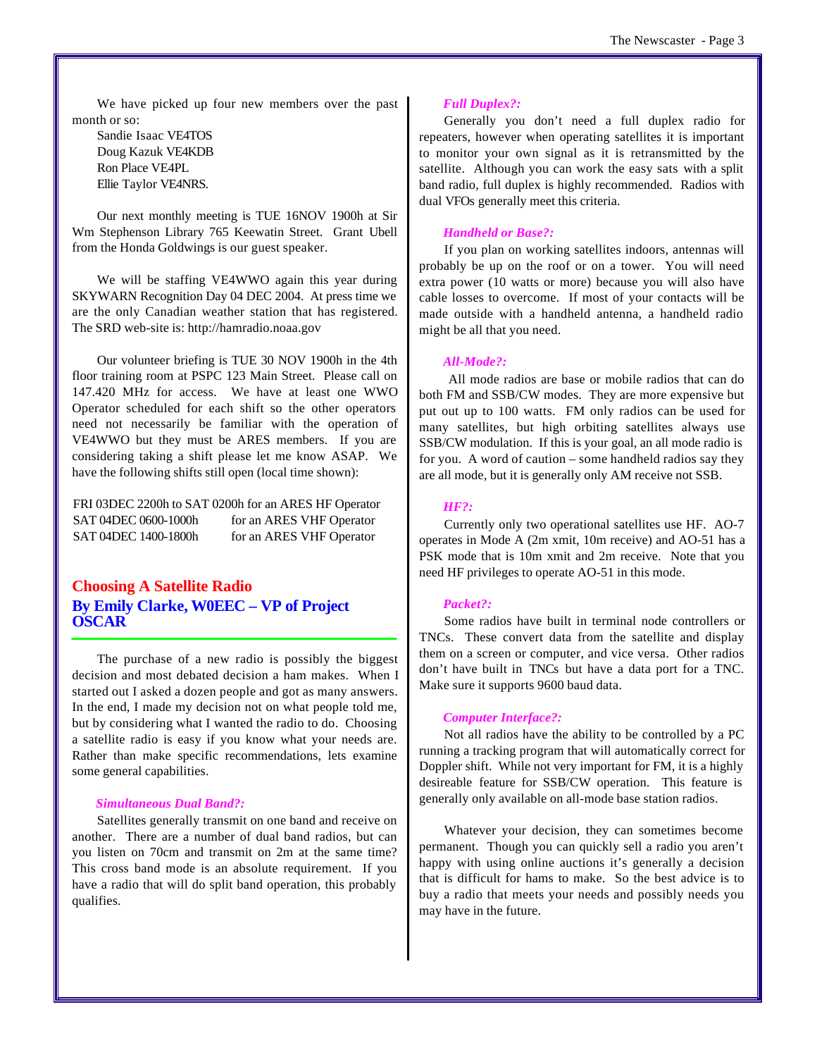We have picked up four new members over the past month or so:

Sandie Isaac VE4TOS
Doug Kazuk VE4KDB
Ron Place VE4PL
Ellie Taylor VE4NRS.

Our next monthly meeting is TUE 16NOV 1900h at Sir Wm Stephenson Library 765 Keewatin Street. Grant Ubell from the Honda Goldwings is our guest speaker.

We will be staffing VE4WWO again this year during SKYWARN Recognition Day 04 DEC 2004. At press time we are the only Canadian weather station that has registered. The SRD web-site is: http://hamradio.noaa.gov

Our volunteer briefing is TUE 30 NOV 1900h in the 4th floor training room at PSPC 123 Main Street. Please call on 147.420 MHz for access. We have at least one WWO Operator scheduled for each shift so the other operators need not necessarily be familiar with the operation of VE4WWO but they must be ARES members. If you are considering taking a shift please let me know ASAP. We have the following shifts still open (local time shown):

FRI 03DEC 2200h to SAT 0200h for an ARES HF Operator
SAT 04DEC 0600-1000h for an ARES VHF Operator
SAT 04DEC 1400-1800h for an ARES VHF Operator

## Choosing A Satellite Radio

### By Emily Clarke, W0EEC – VP of Project OSCAR

The purchase of a new radio is possibly the biggest decision and most debated decision a ham makes. When I started out I asked a dozen people and got as many answers. In the end, I made my decision not on what people told me, but by considering what I wanted the radio to do. Choosing a satellite radio is easy if you know what your needs are. Rather than make specific recommendations, lets examine some general capabilities.

***Simultaneous Dual Band?:***

Satellites generally transmit on one band and receive on another. There are a number of dual band radios, but can you listen on 70cm and transmit on 2m at the same time? This cross band mode is an absolute requirement. If you have a radio that will do split band operation, this probably qualifies.

***Full Duplex?:***

Generally you don't need a full duplex radio for repeaters, however when operating satellites it is important to monitor your own signal as it is retransmitted by the satellite. Although you can work the easy sats with a split band radio, full duplex is highly recommended. Radios with dual VFOs generally meet this criteria.

***Handheld or Base?:***

If you plan on working satellites indoors, antennas will probably be up on the roof or on a tower. You will need extra power (10 watts or more) because you will also have cable losses to overcome. If most of your contacts will be made outside with a handheld antenna, a handheld radio might be all that you need.

***All-Mode?:***

All mode radios are base or mobile radios that can do both FM and SSB/CW modes. They are more expensive but put out up to 100 watts. FM only radios can be used for many satellites, but high orbiting satellites always use SSB/CW modulation. If this is your goal, an all mode radio is for you. A word of caution – some handheld radios say they are all mode, but it is generally only AM receive not SSB.

***HF?:***

Currently only two operational satellites use HF. AO-7 operates in Mode A (2m xmit, 10m receive) and AO-51 has a PSK mode that is 10m xmit and 2m receive. Note that you need HF privileges to operate AO-51 in this mode.

***Packet?:***

Some radios have built in terminal node controllers or TNCs. These convert data from the satellite and display them on a screen or computer, and vice versa. Other radios don't have built in TNCs but have a data port for a TNC. Make sure it supports 9600 baud data.

***Computer Interface?:***

Not all radios have the ability to be controlled by a PC running a tracking program that will automatically correct for Doppler shift. While not very important for FM, it is a highly desireable feature for SSB/CW operation. This feature is generally only available on all-mode base station radios.

Whatever your decision, they can sometimes become permanent. Though you can quickly sell a radio you aren't happy with using online auctions it's generally a decision that is difficult for hams to make. So the best advice is to buy a radio that meets your needs and possibly needs you may have in the future.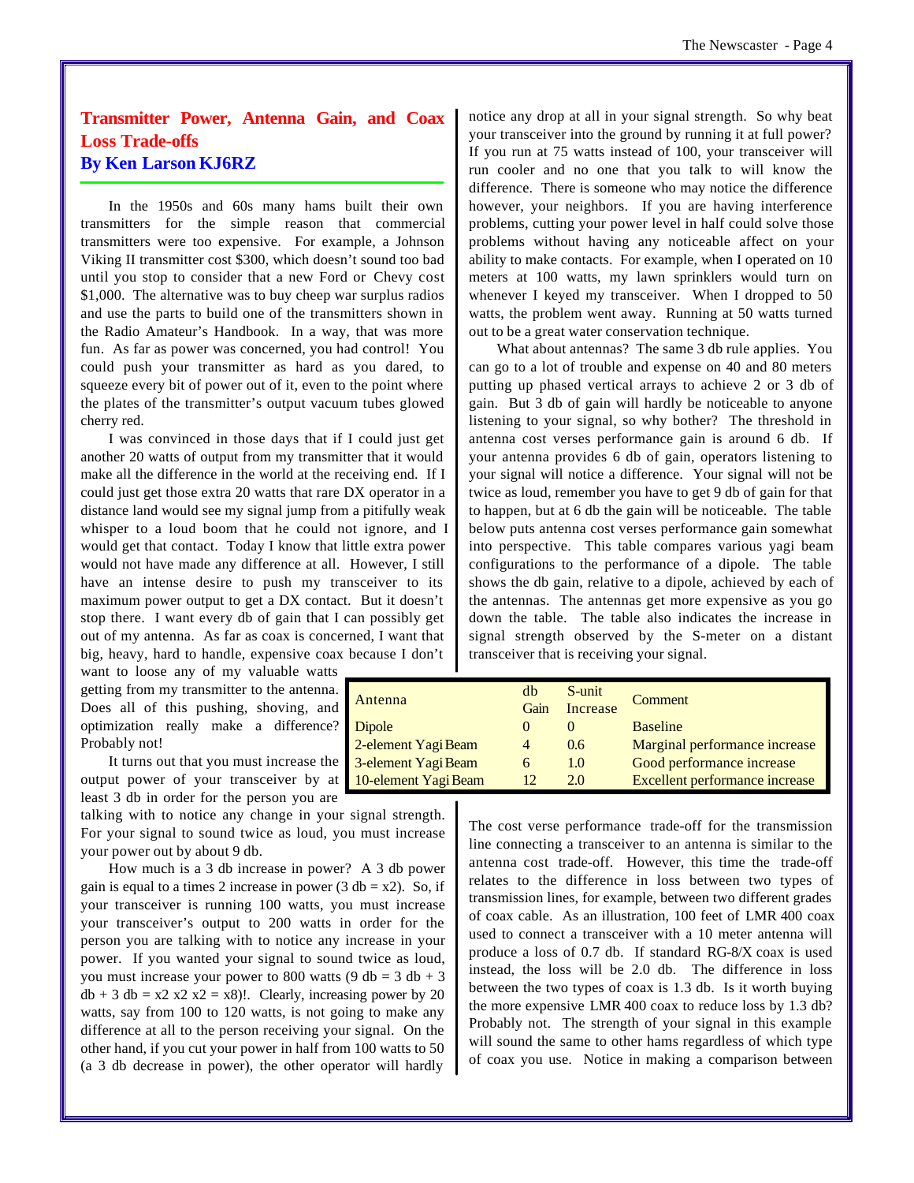## Transmitter Power, Antenna Gain, and Coax Loss Trade-offs

### By Ken Larson KJ6RZ

In the 1950s and 60s many hams built their own transmitters for the simple reason that commercial transmitters were too expensive. For example, a Johnson Viking II transmitter cost $300, which doesn't sound too bad until you stop to consider that a new Ford or Chevy cost $1,000. The alternative was to buy cheap war surplus radios and use the parts to build one of the transmitters shown in the Radio Amateur's Handbook. In a way, that was more fun. As far as power was concerned, you had control! You could push your transmitter as hard as you dared, to squeeze every bit of power out of it, even to the point where the plates of the transmitter's output vacuum tubes glowed cherry red.

I was convinced in those days that if I could just get another 20 watts of output from my transmitter that it would make all the difference in the world at the receiving end. If I could just get those extra 20 watts that rare DX operator in a distance land would see my signal jump from a pitifully weak whisper to a loud boom that he could not ignore, and I would get that contact. Today I know that little extra power would not have made any difference at all. However, I still have an intense desire to push my transceiver to its maximum power output to get a DX contact. But it doesn't stop there. I want every db of gain that I can possibly get out of my antenna. As far as coax is concerned, I want that big, heavy, hard to handle, expensive coax because I don't want to loose any of my valuable watts getting from my transmitter to the antenna. Does all of this pushing, shoving, and optimization really make a difference? Probably not!

It turns out that you must increase the output power of your transceiver by at least 3 db in order for the person you are talking with to notice any change in your signal strength. For your signal to sound twice as loud, you must increase your power out by about 9 db.

How much is a 3 db increase in power? A 3 db power gain is equal to a times 2 increase in power (3 db = x2). So, if your transceiver is running 100 watts, you must increase your transceiver's output to 200 watts in order for the person you are talking with to notice any increase in your power. If you wanted your signal to sound twice as loud, you must increase your power to 800 watts (9 db = 3 db + 3 db + 3 db = x2 x2 x2 = x8)!. Clearly, increasing power by 20 watts, say from 100 to 120 watts, is not going to make any difference at all to the person receiving your signal. On the other hand, if you cut your power in half from 100 watts to 50 (a 3 db decrease in power), the other operator will hardly notice any drop at all in your signal strength. So why beat your transceiver into the ground by running it at full power? If you run at 75 watts instead of 100, your transceiver will run cooler and no one that you talk to will know the difference. There is someone who may notice the difference however, your neighbors. If you are having interference problems, cutting your power level in half could solve those problems without having any noticeable affect on your ability to make contacts. For example, when I operated on 10 meters at 100 watts, my lawn sprinklers would turn on whenever I keyed my transceiver. When I dropped to 50 watts, the problem went away. Running at 50 watts turned out to be a great water conservation technique.

What about antennas? The same 3 db rule applies. You can go to a lot of trouble and expense on 40 and 80 meters putting up phased vertical arrays to achieve 2 or 3 db of gain. But 3 db of gain will hardly be noticeable to anyone listening to your signal, so why bother? The threshold in antenna cost verses performance gain is around 6 db. If your antenna provides 6 db of gain, operators listening to your signal will notice a difference. Your signal will not be twice as loud, remember you have to get 9 db of gain for that to happen, but at 6 db the gain will be noticeable. The table below puts antenna cost verses performance gain somewhat into perspective. This table compares various yagi beam configurations to the performance of a dipole. The table shows the db gain, relative to a dipole, achieved by each of the antennas. The antennas get more expensive as you go down the table. The table also indicates the increase in signal strength observed by the S-meter on a distant transceiver that is receiving your signal.

| Antenna | db Gain | S-unit Increase | Comment |
|---|---|---|---|
| Dipole | 0 | 0 | Baseline |
| 2-element Yagi Beam | 4 | 0.6 | Marginal performance increase |
| 3-element Yagi Beam | 6 | 1.0 | Good performance increase |
| 10-element Yagi Beam | 12 | 2.0 | Excellent performance increase |

The cost verse performance trade-off for the transmission line connecting a transceiver to an antenna is similar to the antenna cost trade-off. However, this time the trade-off relates to the difference in loss between two types of transmission lines, for example, between two different grades of coax cable. As an illustration, 100 feet of LMR 400 coax used to connect a transceiver with a 10 meter antenna will produce a loss of 0.7 db. If standard RG-8/X coax is used instead, the loss will be 2.0 db. The difference in loss between the two types of coax is 1.3 db. Is it worth buying the more expensive LMR 400 coax to reduce loss by 1.3 db? Probably not. The strength of your signal in this example will sound the same to other hams regardless of which type of coax you use. Notice in making a comparison between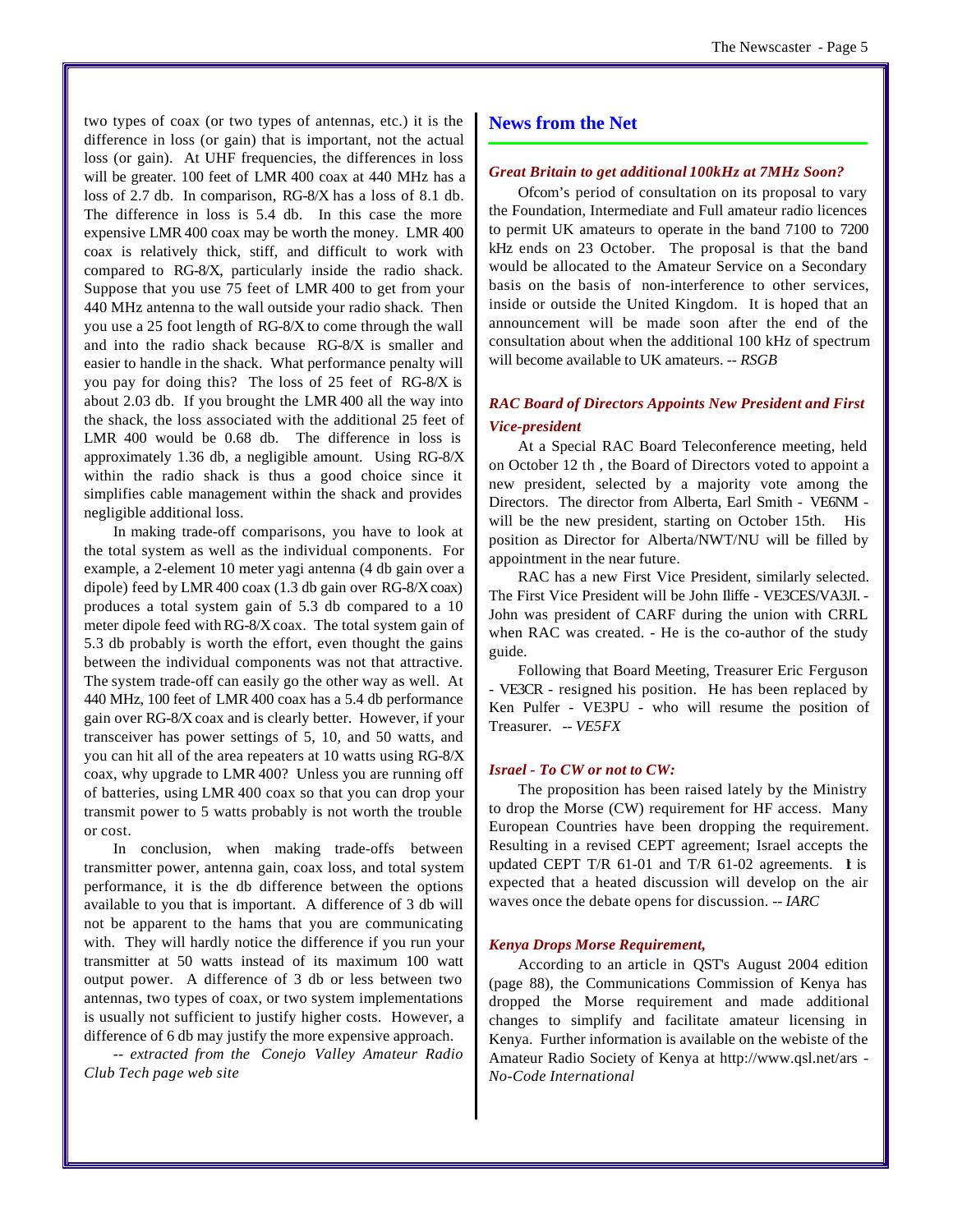two types of coax (or two types of antennas, etc.) it is the difference in loss (or gain) that is important, not the actual loss (or gain). At UHF frequencies, the differences in loss will be greater. 100 feet of LMR 400 coax at 440 MHz has a loss of 2.7 db. In comparison, RG-8/X has a loss of 8.1 db. The difference in loss is 5.4 db. In this case the more expensive LMR 400 coax may be worth the money. LMR 400 coax is relatively thick, stiff, and difficult to work with compared to RG-8/X, particularly inside the radio shack. Suppose that you use 75 feet of LMR 400 to get from your 440 MHz antenna to the wall outside your radio shack. Then you use a 25 foot length of RG-8/X to come through the wall and into the radio shack because RG-8/X is smaller and easier to handle in the shack. What performance penalty will you pay for doing this? The loss of 25 feet of RG-8/X is about 2.03 db. If you brought the LMR 400 all the way into the shack, the loss associated with the additional 25 feet of LMR 400 would be 0.68 db. The difference in loss is approximately 1.36 db, a negligible amount. Using RG-8/X within the radio shack is thus a good choice since it simplifies cable management within the shack and provides negligible additional loss.

In making trade-off comparisons, you have to look at the total system as well as the individual components. For example, a 2-element 10 meter yagi antenna (4 db gain over a dipole) feed by LMR 400 coax (1.3 db gain over RG-8/X coax) produces a total system gain of 5.3 db compared to a 10 meter dipole feed with RG-8/X coax. The total system gain of 5.3 db probably is worth the effort, even thought the gains between the individual components was not that attractive. The system trade-off can easily go the other way as well. At 440 MHz, 100 feet of LMR 400 coax has a 5.4 db performance gain over RG-8/X coax and is clearly better. However, if your transceiver has power settings of 5, 10, and 50 watts, and you can hit all of the area repeaters at 10 watts using RG-8/X coax, why upgrade to LMR 400? Unless you are running off of batteries, using LMR 400 coax so that you can drop your transmit power to 5 watts probably is not worth the trouble or cost.

In conclusion, when making trade-offs between transmitter power, antenna gain, coax loss, and total system performance, it is the db difference between the options available to you that is important. A difference of 3 db will not be apparent to the hams that you are communicating with. They will hardly notice the difference if you run your transmitter at 50 watts instead of its maximum 100 watt output power. A difference of 3 db or less between two antennas, two types of coax, or two system implementations is usually not sufficient to justify higher costs. However, a difference of 6 db may justify the more expensive approach.

*-- extracted from the Conejo Valley Amateur Radio Club Tech page web site*

## News from the Net

### *Great Britain to get additional 100kHz at 7MHz Soon?*

Ofcom's period of consultation on its proposal to vary the Foundation, Intermediate and Full amateur radio licences to permit UK amateurs to operate in the band 7100 to 7200 kHz ends on 23 October. The proposal is that the band would be allocated to the Amateur Service on a Secondary basis on the basis of non-interference to other services, inside or outside the United Kingdom. It is hoped that an announcement will be made soon after the end of the consultation about when the additional 100 kHz of spectrum will become available to UK amateurs. -- *RSGB*

### *RAC Board of Directors Appoints New President and First Vice-president*

At a Special RAC Board Teleconference meeting, held on October 12 th , the Board of Directors voted to appoint a new president, selected by a majority vote among the Directors. The director from Alberta, Earl Smith - VE6NM - will be the new president, starting on October 15th. His position as Director for Alberta/NWT/NU will be filled by appointment in the near future.

RAC has a new First Vice President, similarly selected. The First Vice President will be John Iliffe - VE3CES/VA3JI. - John was president of CARF during the union with CRRL when RAC was created. - He is the co-author of the study guide.

Following that Board Meeting, Treasurer Eric Ferguson - VE3CR - resigned his position. He has been replaced by Ken Pulfer - VE3PU - who will resume the position of Treasurer. -- *VE5FX*

### *Israel - To CW or not to CW:*

The proposition has been raised lately by the Ministry to drop the Morse (CW) requirement for HF access. Many European Countries have been dropping the requirement. Resulting in a revised CEPT agreement; Israel accepts the updated CEPT T/R 61-01 and T/R 61-02 agreements. It is expected that a heated discussion will develop on the air waves once the debate opens for discussion. -- *IARC*

### *Kenya Drops Morse Requirement,*

According to an article in QST's August 2004 edition (page 88), the Communications Commission of Kenya has dropped the Morse requirement and made additional changes to simplify and facilitate amateur licensing in Kenya. Further information is available on the webiste of the Amateur Radio Society of Kenya at http://www.qsl.net/ars - *No-Code International*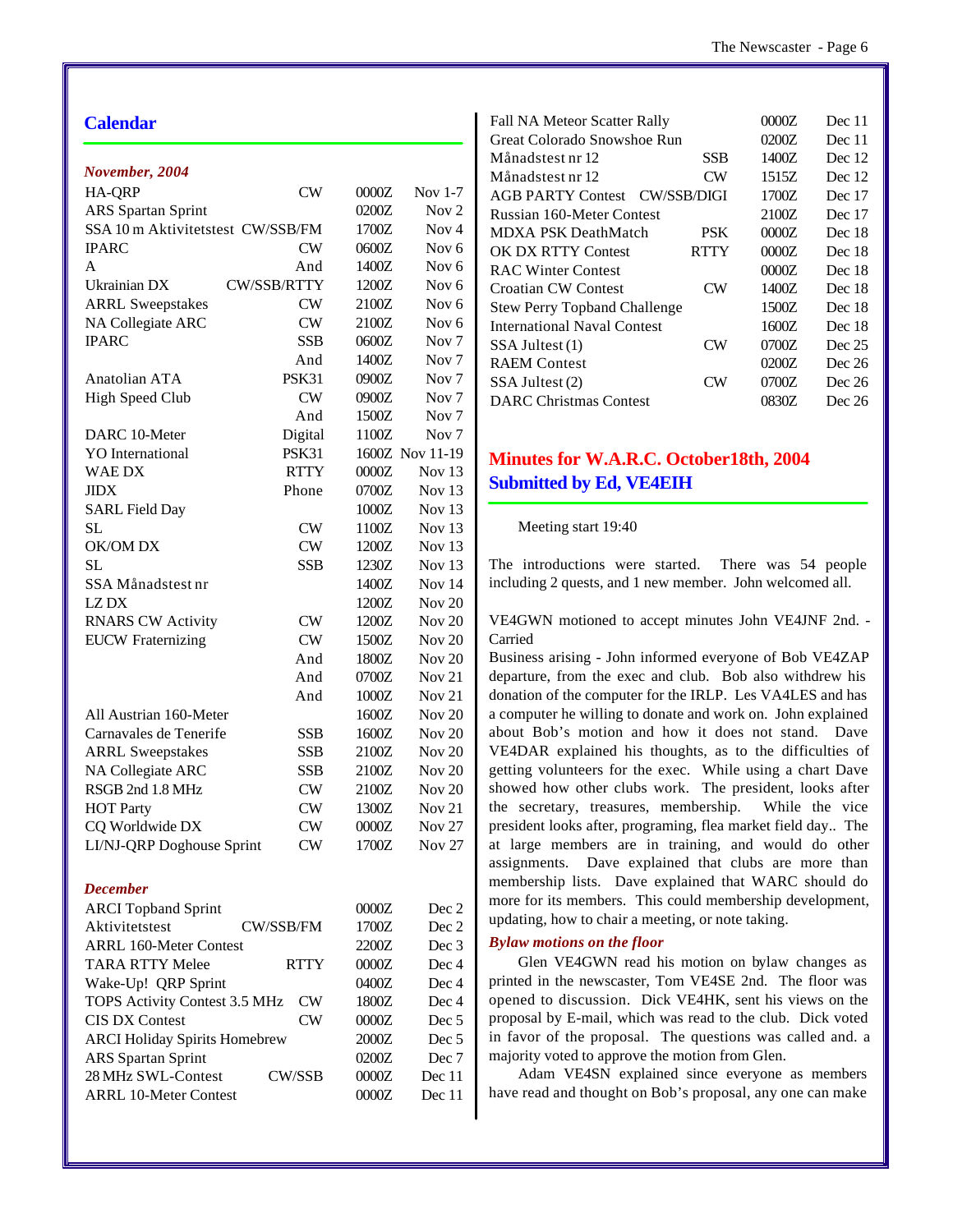## Calendar

*November, 2004*

| | | | |
|---|---|---|---|
| HA-QRP | CW | 0000Z | Nov 1-7 |
| ARS Spartan Sprint | | 0200Z | Nov 2 |
| SSA 10 m Aktivitetstest | CW/SSB/FM | 1700Z | Nov 4 |
| IPARC | CW | 0600Z | Nov 6 |
| A | And | 1400Z | Nov 6 |
| Ukrainian DX | CW/SSB/RTTY | 1200Z | Nov 6 |
| ARRL Sweepstakes | CW | 2100Z | Nov 6 |
| NA Collegiate ARC | CW | 2100Z | Nov 6 |
| IPARC | SSB | 0600Z | Nov 7 |
| | And | 1400Z | Nov 7 |
| Anatolian ATA | PSK31 | 0900Z | Nov 7 |
| High Speed Club | CW | 0900Z | Nov 7 |
| | And | 1500Z | Nov 7 |
| DARC 10-Meter | Digital | 1100Z | Nov 7 |
| YO International | PSK31 | 1600Z | Nov 11-19 |
| WAE DX | RTTY | 0000Z | Nov 13 |
| JIDX | Phone | 0700Z | Nov 13 |
| SARL Field Day | | 1000Z | Nov 13 |
| SL | CW | 1100Z | Nov 13 |
| OK/OM DX | CW | 1200Z | Nov 13 |
| SL | SSB | 1230Z | Nov 13 |
| SSA Månadstest nr | | 1400Z | Nov 14 |
| LZ DX | | 1200Z | Nov 20 |
| RNARS CW Activity | CW | 1200Z | Nov 20 |
| EUCW Fraternizing | CW | 1500Z | Nov 20 |
| | And | 1800Z | Nov 20 |
| | And | 0700Z | Nov 21 |
| | And | 1000Z | Nov 21 |
| All Austrian 160-Meter | | 1600Z | Nov 20 |
| Carnavales de Tenerife | SSB | 1600Z | Nov 20 |
| ARRL Sweepstakes | SSB | 2100Z | Nov 20 |
| NA Collegiate ARC | SSB | 2100Z | Nov 20 |
| RSGB 2nd 1.8 MHz | CW | 2100Z | Nov 20 |
| HOT Party | CW | 1300Z | Nov 21 |
| CQ Worldwide DX | CW | 0000Z | Nov 27 |
| LI/NJ-QRP Doghouse Sprint | CW | 1700Z | Nov 27 |

*December*

| | | | |
|---|---|---|---|
| ARCI Topband Sprint | | 0000Z | Dec 2 |
| Aktivitetstest | CW/SSB/FM | 1700Z | Dec 2 |
| ARRL 160-Meter Contest | | 2200Z | Dec 3 |
| TARA RTTY Melee | RTTY | 0000Z | Dec 4 |
| Wake-Up! QRP Sprint | | 0400Z | Dec 4 |
| TOPS Activity Contest 3.5 MHz | CW | 1800Z | Dec 4 |
| CIS DX Contest | CW | 0000Z | Dec 5 |
| ARCI Holiday Spirits Homebrew | | 2000Z | Dec 5 |
| ARS Spartan Sprint | | 0200Z | Dec 7 |
| 28 MHz SWL-Contest | CW/SSB | 0000Z | Dec 11 |
| ARRL 10-Meter Contest | | 0000Z | Dec 11 |
| Fall NA Meteor Scatter Rally | | 0000Z | Dec 11 |
| Great Colorado Snowshoe Run | | 0200Z | Dec 11 |
| Månadstest nr 12 | SSB | 1400Z | Dec 12 |
| Månadstest nr 12 | CW | 1515Z | Dec 12 |
| AGB PARTY Contest | CW/SSB/DIGI | 1700Z | Dec 17 |
| Russian 160-Meter Contest | | 2100Z | Dec 17 |
| MDXA PSK DeathMatch | PSK | 0000Z | Dec 18 |
| OK DX RTTY Contest | RTTY | 0000Z | Dec 18 |
| RAC Winter Contest | | 0000Z | Dec 18 |
| Croatian CW Contest | CW | 1400Z | Dec 18 |
| Stew Perry Topband Challenge | | 1500Z | Dec 18 |
| International Naval Contest | | 1600Z | Dec 18 |
| SSA Jultest (1) | CW | 0700Z | Dec 25 |
| RAEM Contest | | 0200Z | Dec 26 |
| SSA Jultest (2) | CW | 0700Z | Dec 26 |
| DARC Christmas Contest | | 0830Z | Dec 26 |

## Minutes for W.A.R.C. October18th, 2004
## Submitted by Ed, VE4EIH

Meeting start 19:40

The introductions were started. There was 54 people including 2 quests, and 1 new member. John welcomed all.

VE4GWN motioned to accept minutes John VE4JNF 2nd. - Carried

Business arising - John informed everyone of Bob VE4ZAP departure, from the exec and club. Bob also withdrew his donation of the computer for the IRLP. Les VA4LES and has a computer he willing to donate and work on. John explained about Bob's motion and how it does not stand. Dave VE4DAR explained his thoughts, as to the difficulties of getting volunteers for the exec. While using a chart Dave showed how other clubs work. The president, looks after the secretary, treasures, membership. While the vice president looks after, programing, flea market field day.. The at large members are in training, and would do other assignments. Dave explained that clubs are more than membership lists. Dave explained that WARC should do more for its members. This could membership development, updating, how to chair a meeting, or note taking.

*Bylaw motions on the floor*

Glen VE4GWN read his motion on bylaw changes as printed in the newscaster, Tom VE4SE 2nd. The floor was opened to discussion. Dick VE4HK, sent his views on the proposal by E-mail, which was read to the club. Dick voted in favor of the proposal. The questions was called and. a majority voted to approve the motion from Glen.

Adam VE4SN explained since everyone as members have read and thought on Bob's proposal, any one can make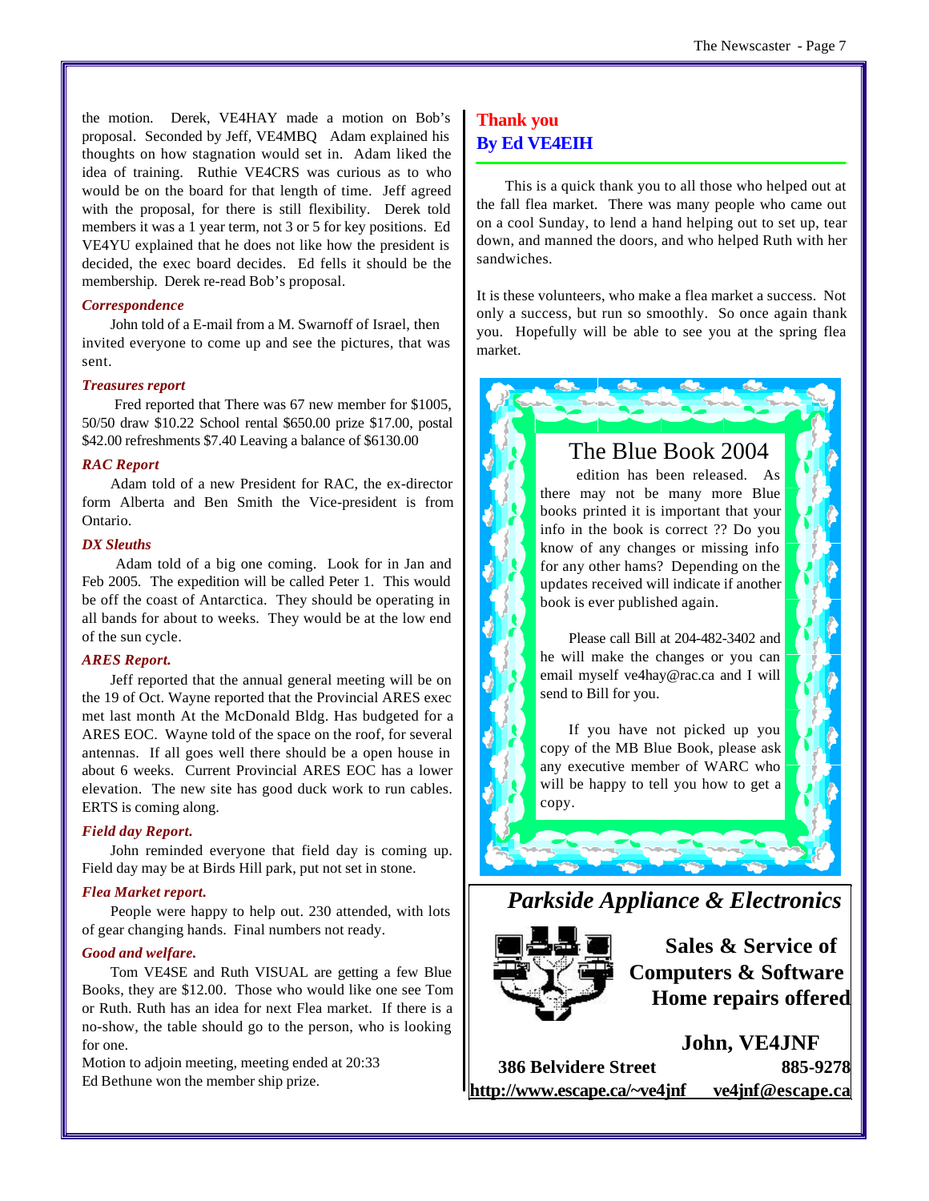the motion. Derek, VE4HAY made a motion on Bob's proposal. Seconded by Jeff, VE4MBQ Adam explained his thoughts on how stagnation would set in. Adam liked the idea of training. Ruthie VE4CRS was curious as to who would be on the board for that length of time. Jeff agreed with the proposal, for there is still flexibility. Derek told members it was a 1 year term, not 3 or 5 for key positions. Ed VE4YU explained that he does not like how the president is decided, the exec board decides. Ed fells it should be the membership. Derek re-read Bob's proposal.

***Correspondence***

John told of a E-mail from a M. Swarnoff of Israel, then invited everyone to come up and see the pictures, that was sent.

***Treasures report***

Fred reported that There was 67 new member for $1005, 50/50 draw $10.22 School rental $650.00 prize $17.00, postal $42.00 refreshments $7.40 Leaving a balance of $6130.00

***RAC Report***

Adam told of a new President for RAC, the ex-director form Alberta and Ben Smith the Vice-president is from Ontario.

***DX Sleuths***

Adam told of a big one coming. Look for in Jan and Feb 2005. The expedition will be called Peter 1. This would be off the coast of Antarctica. They should be operating in all bands for about to weeks. They would be at the low end of the sun cycle.

***ARES Report.***

Jeff reported that the annual general meeting will be on the 19 of Oct. Wayne reported that the Provincial ARES exec met last month At the McDonald Bldg. Has budgeted for a ARES EOC. Wayne told of the space on the roof, for several antennas. If all goes well there should be a open house in about 6 weeks. Current Provincial ARES EOC has a lower elevation. The new site has good duck work to run cables. ERTS is coming along.

***Field day Report.***

John reminded everyone that field day is coming up. Field day may be at Birds Hill park, put not set in stone.

***Flea Market report.***

People were happy to help out. 230 attended, with lots of gear changing hands. Final numbers not ready.

***Good and welfare.***

Tom VE4SE and Ruth VISUAL are getting a few Blue Books, they are $12.00. Those who would like one see Tom or Ruth. Ruth has an idea for next Flea market. If there is a no-show, the table should go to the person, who is looking for one.

Motion to adjoin meeting, meeting ended at 20:33

Ed Bethune won the member ship prize.

## Thank you
## By Ed VE4EIH

This is a quick thank you to all those who helped out at the fall flea market. There was many people who came out on a cool Sunday, to lend a hand helping out to set up, tear down, and manned the doors, and who helped Ruth with her sandwiches.

It is these volunteers, who make a flea market a success. Not only a success, but run so smoothly. So once again thank you. Hopefully will be able to see you at the spring flea market.

## The Blue Book 2004

edition has been released. As there may not be many more Blue books printed it is important that your info in the book is correct ?? Do you know of any changes or missing info for any other hams? Depending on the updates received will indicate if another book is ever published again.

Please call Bill at 204-482-3402 and he will make the changes or you can email myself ve4hay@rac.ca and I will send to Bill for you.

If you have not picked up you copy of the MB Blue Book, please ask any executive member of WARC who will be happy to tell you how to get a copy.

## *Parkside Appliance & Electronics*

**Sales & Service of**
**Computers & Software**
**Home repairs offered**

**John, VE4JNF**

**386 Belvidere Street 885-9278**

**http://www.escape.ca/~ve4jnf ve4jnf@escape.ca**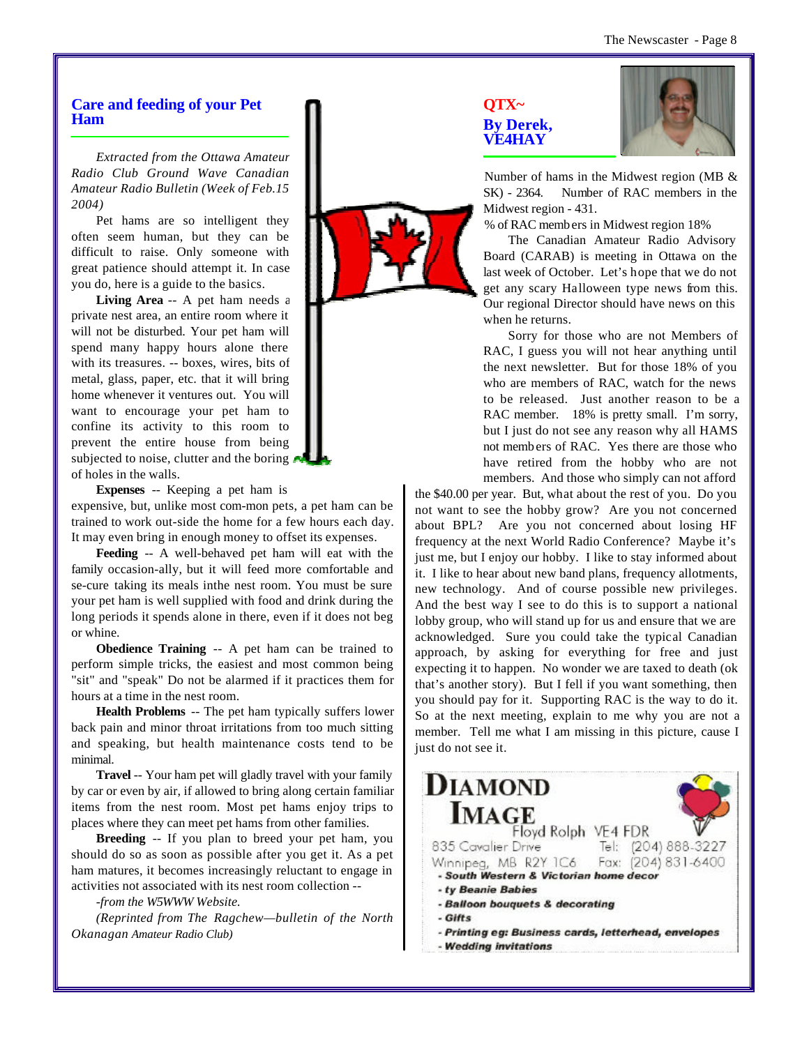## Care and feeding of your Pet Ham

*Extracted from the Ottawa Amateur Radio Club Ground Wave Canadian Amateur Radio Bulletin (Week of Feb.15 2004)*

Pet hams are so intelligent they often seem human, but they can be difficult to raise. Only someone with great patience should attempt it. In case you do, here is a guide to the basics.

**Living Area** -- A pet ham needs a private nest area, an entire room where it will not be disturbed. Your pet ham will spend many happy hours alone there with its treasures. -- boxes, wires, bits of metal, glass, paper, etc. that it will bring home whenever it ventures out. You will want to encourage your pet ham to confine its activity to this room to prevent the entire house from being subjected to noise, clutter and the boring of holes in the walls.

**Expenses** -- Keeping a pet ham is expensive, but, unlike most com-mon pets, a pet ham can be trained to work out-side the home for a few hours each day. It may even bring in enough money to offset its expenses.

**Feeding** -- A well-behaved pet ham will eat with the family occasion-ally, but it will feed more comfortable and se-cure taking its meals inthe nest room. You must be sure your pet ham is well supplied with food and drink during the long periods it spends alone in there, even if it does not beg or whine.

**Obedience Training** -- A pet ham can be trained to perform simple tricks, the easiest and most common being "sit" and "speak" Do not be alarmed if it practices them for hours at a time in the nest room.

**Health Problems** -- The pet ham typically suffers lower back pain and minor throat irritations from too much sitting and speaking, but health maintenance costs tend to be minimal.

**Travel** -- Your ham pet will gladly travel with your family by car or even by air, if allowed to bring along certain familiar items from the nest room. Most pet hams enjoy trips to places where they can meet pet hams from other families.

**Breeding** -- If you plan to breed your pet ham, you should do so as soon as possible after you get it. As a pet ham matures, it becomes increasingly reluctant to engage in activities not associated with its nest room collection --

*-from the W5WWW Website.*

*(Reprinted from The Ragchew—bulletin of the North Okanagan Amateur Radio Club)*

## QTX~ By Derek, VE4HAY

Number of hams in the Midwest region (MB & SK) - 2364. Number of RAC members in the Midwest region - 431.

% of RAC members in Midwest region 18%

The Canadian Amateur Radio Advisory Board (CARAB) is meeting in Ottawa on the last week of October. Let's hope that we do not get any scary Halloween type news from this. Our regional Director should have news on this when he returns.

Sorry for those who are not Members of RAC, I guess you will not hear anything until the next newsletter. But for those 18% of you who are members of RAC, watch for the news to be released. Just another reason to be a RAC member. 18% is pretty small. I'm sorry, but I just do not see any reason why all HAMS not members of RAC. Yes there are those who have retired from the hobby who are not members. And those who simply can not afford the $40.00 per year. But, what about the rest of you. Do you not want to see the hobby grow? Are you not concerned about BPL? Are you not concerned about losing HF frequency at the next World Radio Conference? Maybe it's just me, but I enjoy our hobby. I like to stay informed about it. I like to hear about new band plans, frequency allotments, new technology. And of course possible new privileges. And the best way I see to do this is to support a national lobby group, who will stand up for us and ensure that we are acknowledged. Sure you could take the typical Canadian approach, by asking for everything for free and just expecting it to happen. No wonder we are taxed to death (ok that's another story). But I fell if you want something, then you should pay for it. Supporting RAC is the way to do it. So at the next meeting, explain to me why you are not a member. Tell me what I am missing in this picture, cause I just do not see it.

**DIAMOND IMAGE**
Floyd Rolph VE4 FDR
835 Cavalier Drive Tel: (204) 888-3227
Winnipeg, MB R2Y 1C6 Fax: (204) 831-6400

- South Western & Victorian home decor
- ty Beanie Babies
- Balloon bouquets & decorating
- Gifts
- Printing eg: Business cards, letterhead, envelopes
- Wedding invitations